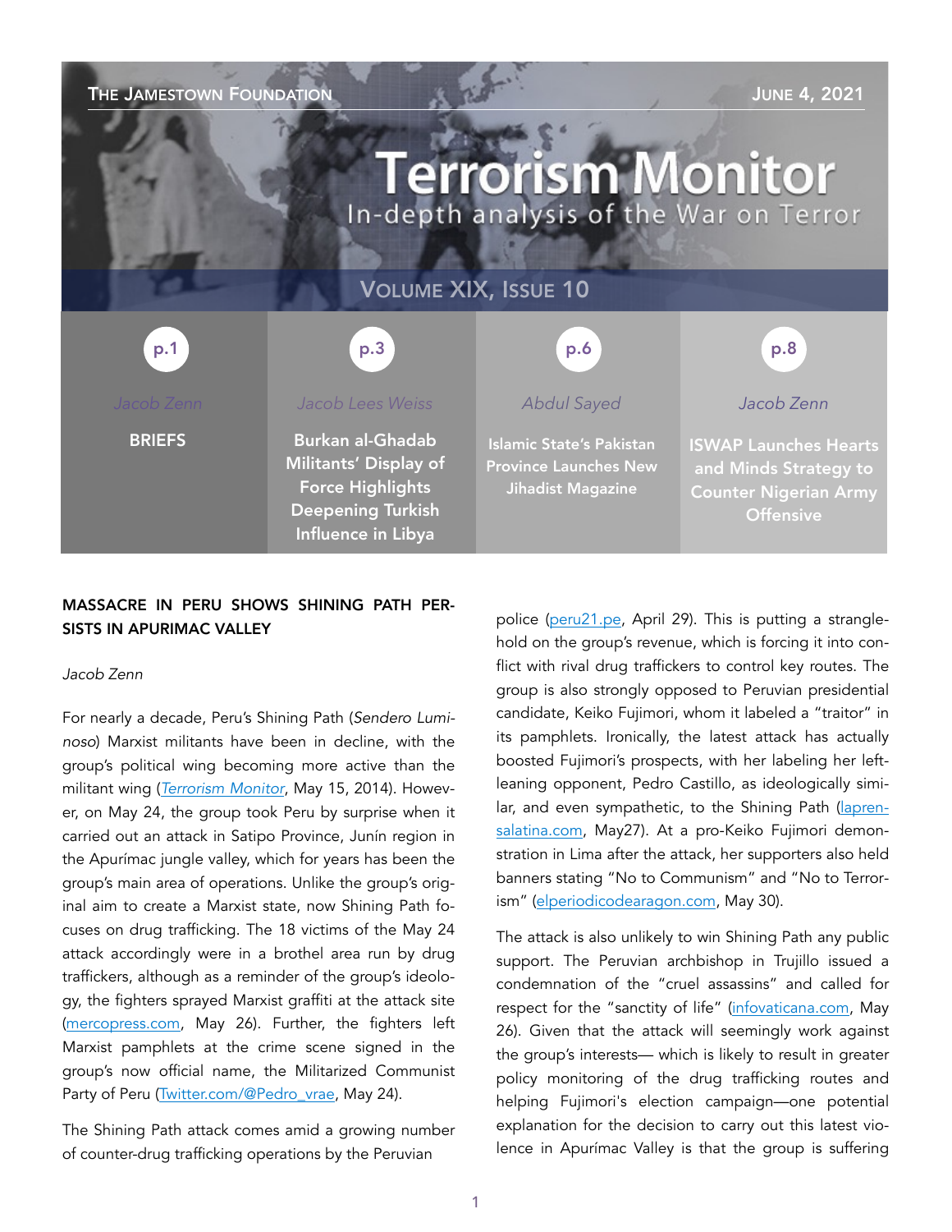The Jamestown Foundation — June 4, 2021

# Terrorism Monitor

In-depth analysis of the War on Terror

Volume XIX, Issue 10

| p.1 | p.3 | p.6 | p.8 |
|---|---|---|---|
| Jacob Zenn | Jacob Lees Weiss | Abdul Sayed | Jacob Zenn |
| BRIEFS | Burkan al-Ghadab Militants' Display of Force Highlights Deepening Turkish Influence in Libya | Islamic State's Pakistan Province Launches New Jihadist Magazine | ISWAP Launches Hearts and Minds Strategy to Counter Nigerian Army Offensive |

## MASSACRE IN PERU SHOWS SHINING PATH PERSISTS IN APURIMAC VALLEY

*Jacob Zenn*

For nearly a decade, Peru's Shining Path (*Sendero Luminoso*) Marxist militants have been in decline, with the group's political wing becoming more active than the militant wing (*Terrorism Monitor*, May 15, 2014). However, on May 24, the group took Peru by surprise when it carried out an attack in Satipo Province, Junín region in the Apurímac jungle valley, which for years has been the group's main area of operations. Unlike the group's original aim to create a Marxist state, now Shining Path focuses on drug trafficking. The 18 victims of the May 24 attack accordingly were in a brothel area run by drug traffickers, although as a reminder of the group's ideology, the fighters sprayed Marxist graffiti at the attack site (mercopress.com, May 26). Further, the fighters left Marxist pamphlets at the crime scene signed in the group's now official name, the Militarized Communist Party of Peru (Twitter.com/@Pedro_vrae, May 24).

The Shining Path attack comes amid a growing number of counter-drug trafficking operations by the Peruvian police (peru21.pe, April 29). This is putting a stranglehold on the group's revenue, which is forcing it into conflict with rival drug traffickers to control key routes. The group is also strongly opposed to Peruvian presidential candidate, Keiko Fujimori, whom it labeled a "traitor" in its pamphlets. Ironically, the latest attack has actually boosted Fujimori's prospects, with her labeling her left-leaning opponent, Pedro Castillo, as ideologically similar, and even sympathetic, to the Shining Path (laprensalatina.com, May27). At a pro-Keiko Fujimori demonstration in Lima after the attack, her supporters also held banners stating "No to Communism" and "No to Terrorism" (elperiodicodearagon.com, May 30).

The attack is also unlikely to win Shining Path any public support. The Peruvian archbishop in Trujillo issued a condemnation of the "cruel assassins" and called for respect for the "sanctity of life" (infovaticana.com, May 26). Given that the attack will seemingly work against the group's interests— which is likely to result in greater policy monitoring of the drug trafficking routes and helping Fujimori's election campaign—one potential explanation for the decision to carry out this latest violence in Apurímac Valley is that the group is suffering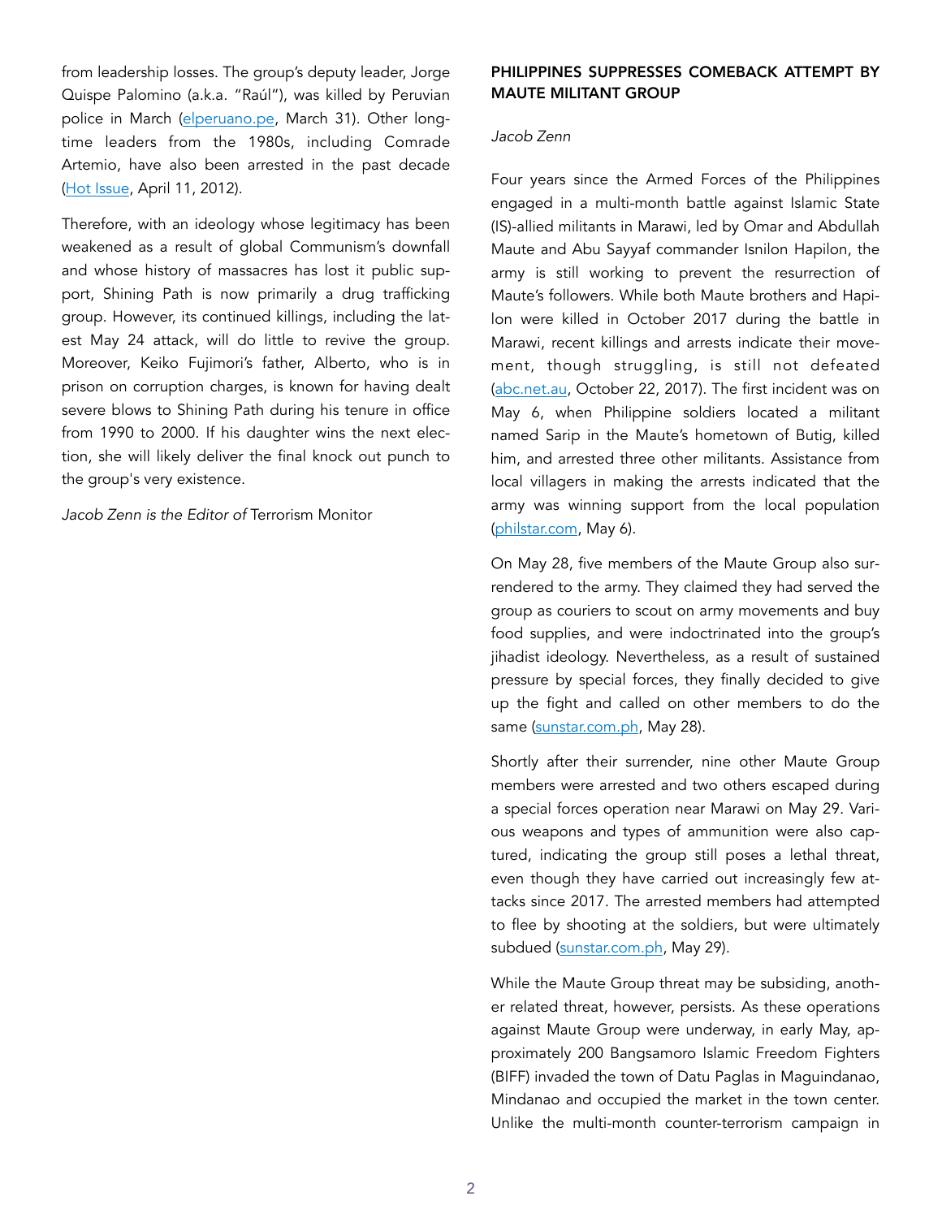from leadership losses. The group's deputy leader, Jorge Quispe Palomino (a.k.a. "Raúl"), was killed by Peruvian police in March (elperuano.pe, March 31). Other long-time leaders from the 1980s, including Comrade Artemio, have also been arrested in the past decade (Hot Issue, April 11, 2012).

Therefore, with an ideology whose legitimacy has been weakened as a result of global Communism's downfall and whose history of massacres has lost it public support, Shining Path is now primarily a drug trafficking group. However, its continued killings, including the latest May 24 attack, will do little to revive the group. Moreover, Keiko Fujimori's father, Alberto, who is in prison on corruption charges, is known for having dealt severe blows to Shining Path during his tenure in office from 1990 to 2000. If his daughter wins the next election, she will likely deliver the final knock out punch to the group's very existence.

*Jacob Zenn is the Editor of* Terrorism Monitor

## PHILIPPINES SUPPRESSES COMEBACK ATTEMPT BY MAUTE MILITANT GROUP

*Jacob Zenn*

Four years since the Armed Forces of the Philippines engaged in a multi-month battle against Islamic State (IS)-allied militants in Marawi, led by Omar and Abdullah Maute and Abu Sayyaf commander Isnilon Hapilon, the army is still working to prevent the resurrection of Maute's followers. While both Maute brothers and Hapilon were killed in October 2017 during the battle in Marawi, recent killings and arrests indicate their movement, though struggling, is still not defeated (abc.net.au, October 22, 2017). The first incident was on May 6, when Philippine soldiers located a militant named Sarip in the Maute's hometown of Butig, killed him, and arrested three other militants. Assistance from local villagers in making the arrests indicated that the army was winning support from the local population (philstar.com, May 6).

On May 28, five members of the Maute Group also surrendered to the army. They claimed they had served the group as couriers to scout on army movements and buy food supplies, and were indoctrinated into the group's jihadist ideology. Nevertheless, as a result of sustained pressure by special forces, they finally decided to give up the fight and called on other members to do the same (sunstar.com.ph, May 28).

Shortly after their surrender, nine other Maute Group members were arrested and two others escaped during a special forces operation near Marawi on May 29. Various weapons and types of ammunition were also captured, indicating the group still poses a lethal threat, even though they have carried out increasingly few attacks since 2017. The arrested members had attempted to flee by shooting at the soldiers, but were ultimately subdued (sunstar.com.ph, May 29).

While the Maute Group threat may be subsiding, another related threat, however, persists. As these operations against Maute Group were underway, in early May, approximately 200 Bangsamoro Islamic Freedom Fighters (BIFF) invaded the town of Datu Paglas in Maguindanao, Mindanao and occupied the market in the town center. Unlike the multi-month counter-terrorism campaign in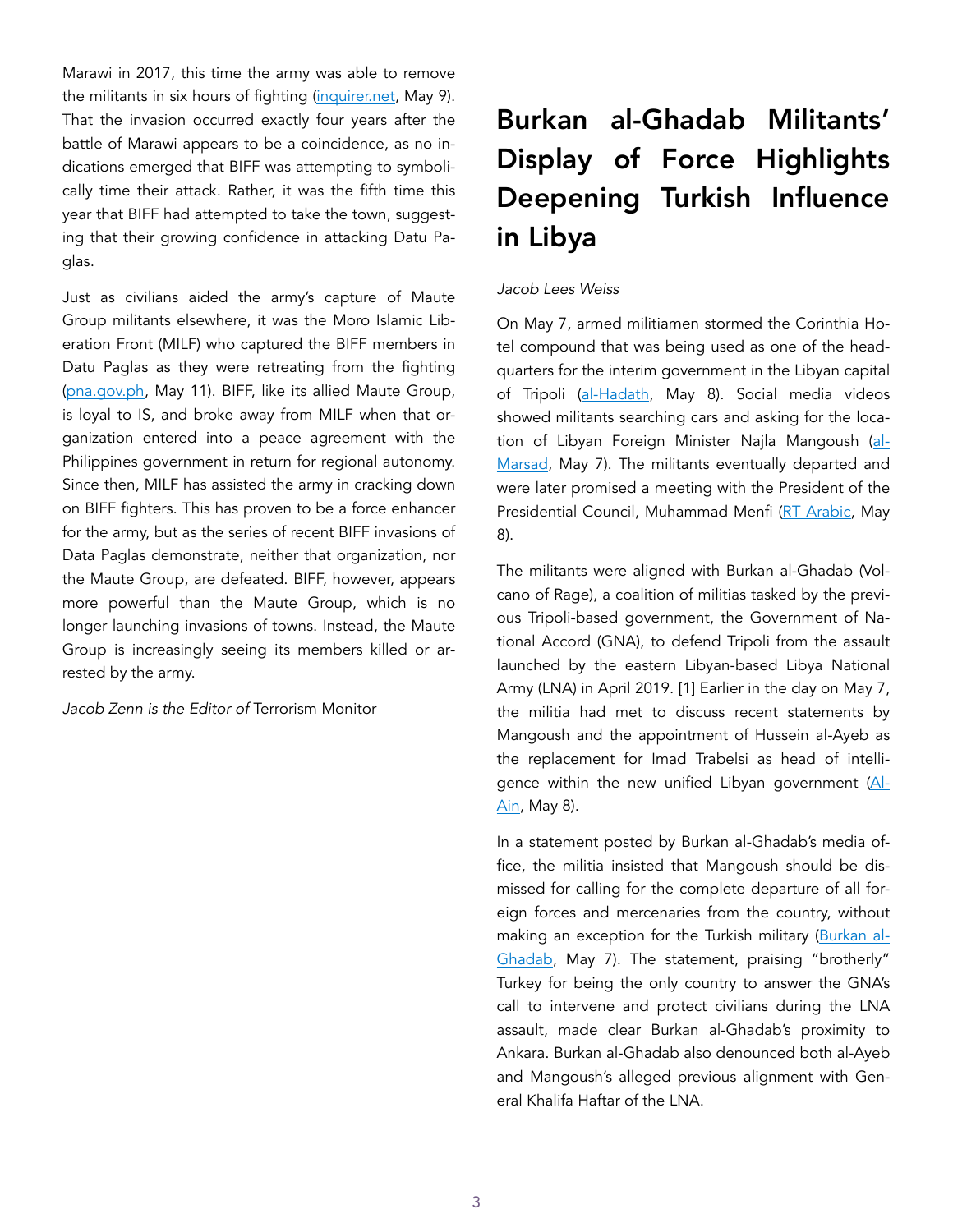Marawi in 2017, this time the army was able to remove the militants in six hours of fighting (inquirer.net, May 9). That the invasion occurred exactly four years after the battle of Marawi appears to be a coincidence, as no indications emerged that BIFF was attempting to symbolically time their attack. Rather, it was the fifth time this year that BIFF had attempted to take the town, suggesting that their growing confidence in attacking Datu Paglas.

Just as civilians aided the army's capture of Maute Group militants elsewhere, it was the Moro Islamic Liberation Front (MILF) who captured the BIFF members in Datu Paglas as they were retreating from the fighting (pna.gov.ph, May 11). BIFF, like its allied Maute Group, is loyal to IS, and broke away from MILF when that organization entered into a peace agreement with the Philippines government in return for regional autonomy. Since then, MILF has assisted the army in cracking down on BIFF fighters. This has proven to be a force enhancer for the army, but as the series of recent BIFF invasions of Data Paglas demonstrate, neither that organization, nor the Maute Group, are defeated. BIFF, however, appears more powerful than the Maute Group, which is no longer launching invasions of towns. Instead, the Maute Group is increasingly seeing its members killed or arrested by the army.

*Jacob Zenn is the Editor of* Terrorism Monitor

# Burkan al-Ghadab Militants' Display of Force Highlights Deepening Turkish Influence in Libya

*Jacob Lees Weiss*

On May 7, armed militiamen stormed the Corinthia Hotel compound that was being used as one of the headquarters for the interim government in the Libyan capital of Tripoli (al-Hadath, May 8). Social media videos showed militants searching cars and asking for the location of Libyan Foreign Minister Najla Mangoush (al-Marsad, May 7). The militants eventually departed and were later promised a meeting with the President of the Presidential Council, Muhammad Menfi (RT Arabic, May 8).

The militants were aligned with Burkan al-Ghadab (Volcano of Rage), a coalition of militias tasked by the previous Tripoli-based government, the Government of National Accord (GNA), to defend Tripoli from the assault launched by the eastern Libyan-based Libya National Army (LNA) in April 2019. [1] Earlier in the day on May 7, the militia had met to discuss recent statements by Mangoush and the appointment of Hussein al-Ayeb as the replacement for Imad Trabelsi as head of intelligence within the new unified Libyan government (Al-Ain, May 8).

In a statement posted by Burkan al-Ghadab's media office, the militia insisted that Mangoush should be dismissed for calling for the complete departure of all foreign forces and mercenaries from the country, without making an exception for the Turkish military (Burkan al-Ghadab, May 7). The statement, praising "brotherly" Turkey for being the only country to answer the GNA's call to intervene and protect civilians during the LNA assault, made clear Burkan al-Ghadab's proximity to Ankara. Burkan al-Ghadab also denounced both al-Ayeb and Mangoush's alleged previous alignment with General Khalifa Haftar of the LNA.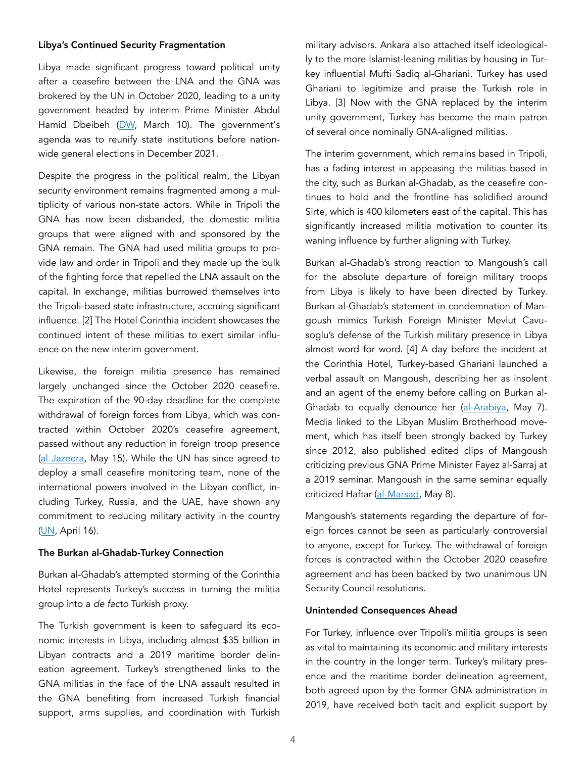**Libya's Continued Security Fragmentation**

Libya made significant progress toward political unity after a ceasefire between the LNA and the GNA was brokered by the UN in October 2020, leading to a unity government headed by interim Prime Minister Abdul Hamid Dbeibeh (DW, March 10). The government's agenda was to reunify state institutions before nationwide general elections in December 2021.

Despite the progress in the political realm, the Libyan security environment remains fragmented among a multiplicity of various non-state actors. While in Tripoli the GNA has now been disbanded, the domestic militia groups that were aligned with and sponsored by the GNA remain. The GNA had used militia groups to provide law and order in Tripoli and they made up the bulk of the fighting force that repelled the LNA assault on the capital. In exchange, militias burrowed themselves into the Tripoli-based state infrastructure, accruing significant influence. [2] The Hotel Corinthia incident showcases the continued intent of these militias to exert similar influence on the new interim government.

Likewise, the foreign militia presence has remained largely unchanged since the October 2020 ceasefire. The expiration of the 90-day deadline for the complete withdrawal of foreign forces from Libya, which was contracted within October 2020's ceasefire agreement, passed without any reduction in foreign troop presence (al Jazeera, May 15). While the UN has since agreed to deploy a small ceasefire monitoring team, none of the international powers involved in the Libyan conflict, including Turkey, Russia, and the UAE, have shown any commitment to reducing military activity in the country (UN, April 16).

**The Burkan al-Ghadab-Turkey Connection**

Burkan al-Ghadab's attempted storming of the Corinthia Hotel represents Turkey's success in turning the militia group into a *de facto* Turkish proxy.

The Turkish government is keen to safeguard its economic interests in Libya, including almost $35 billion in Libyan contracts and a 2019 maritime border delineation agreement. Turkey's strengthened links to the GNA militias in the face of the LNA assault resulted in the GNA benefiting from increased Turkish financial support, arms supplies, and coordination with Turkish military advisors. Ankara also attached itself ideologically to the more Islamist-leaning militias by housing in Turkey influential Mufti Sadiq al-Ghariani. Turkey has used Ghariani to legitimize and praise the Turkish role in Libya. [3] Now with the GNA replaced by the interim unity government, Turkey has become the main patron of several once nominally GNA-aligned militias.

The interim government, which remains based in Tripoli, has a fading interest in appeasing the militias based in the city, such as Burkan al-Ghadab, as the ceasefire continues to hold and the frontline has solidified around Sirte, which is 400 kilometers east of the capital. This has significantly increased militia motivation to counter its waning influence by further aligning with Turkey.

Burkan al-Ghadab's strong reaction to Mangoush's call for the absolute departure of foreign military troops from Libya is likely to have been directed by Turkey. Burkan al-Ghadab's statement in condemnation of Mangoush mimics Turkish Foreign Minister Mevlut Cavusoglu's defense of the Turkish military presence in Libya almost word for word. [4] A day before the incident at the Corinthia Hotel, Turkey-based Ghariani launched a verbal assault on Mangoush, describing her as insolent and an agent of the enemy before calling on Burkan al-Ghadab to equally denounce her (al-Arabiya, May 7). Media linked to the Libyan Muslim Brotherhood movement, which has itself been strongly backed by Turkey since 2012, also published edited clips of Mangoush criticizing previous GNA Prime Minister Fayez al-Sarraj at a 2019 seminar. Mangoush in the same seminar equally criticized Haftar (al-Marsad, May 8).

Mangoush's statements regarding the departure of foreign forces cannot be seen as particularly controversial to anyone, except for Turkey. The withdrawal of foreign forces is contracted within the October 2020 ceasefire agreement and has been backed by two unanimous UN Security Council resolutions.

**Unintended Consequences Ahead**

For Turkey, influence over Tripoli's militia groups is seen as vital to maintaining its economic and military interests in the country in the longer term. Turkey's military presence and the maritime border delineation agreement, both agreed upon by the former GNA administration in 2019, have received both tacit and explicit support by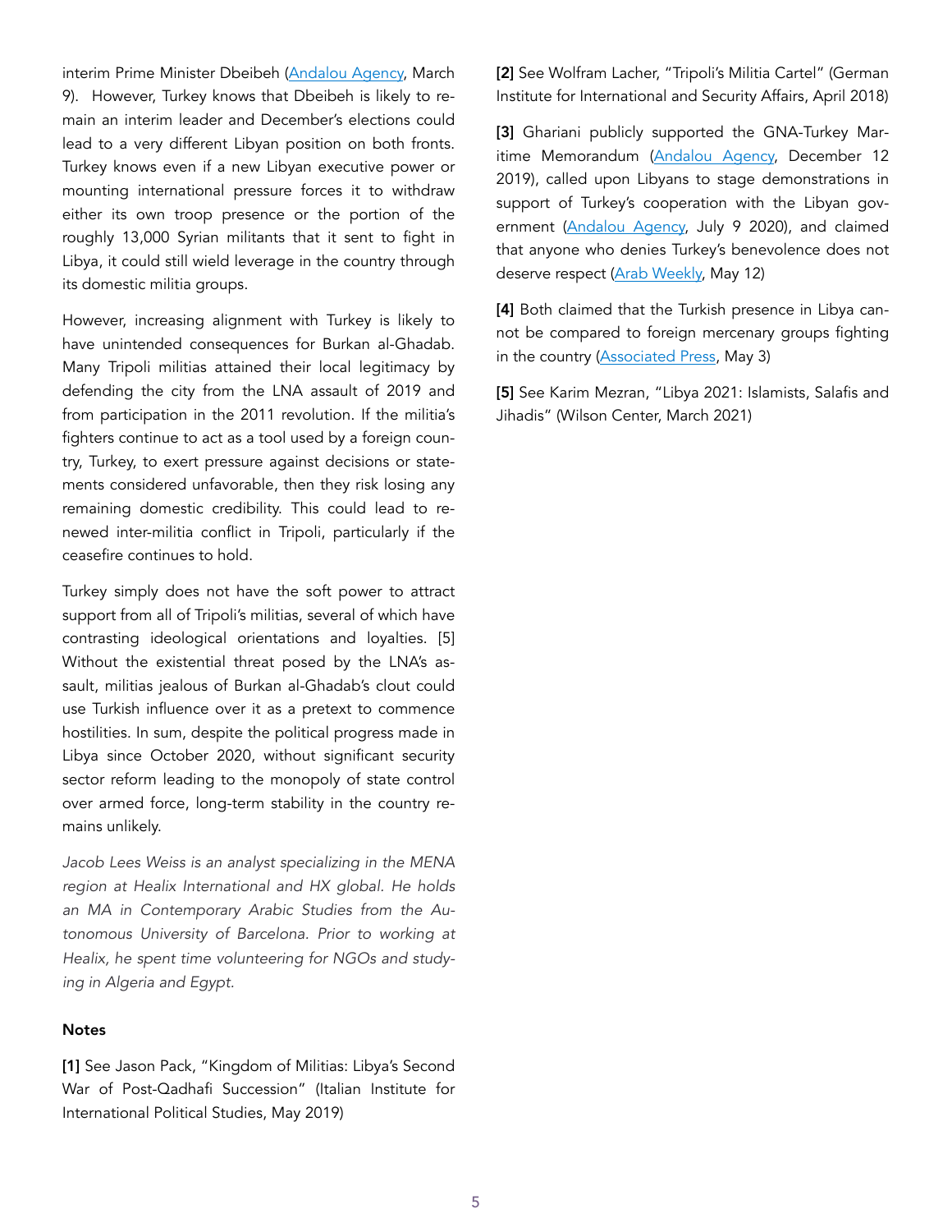interim Prime Minister Dbeibeh (Andalou Agency, March 9). However, Turkey knows that Dbeibeh is likely to remain an interim leader and December's elections could lead to a very different Libyan position on both fronts. Turkey knows even if a new Libyan executive power or mounting international pressure forces it to withdraw either its own troop presence or the portion of the roughly 13,000 Syrian militants that it sent to fight in Libya, it could still wield leverage in the country through its domestic militia groups.

However, increasing alignment with Turkey is likely to have unintended consequences for Burkan al-Ghadab. Many Tripoli militias attained their local legitimacy by defending the city from the LNA assault of 2019 and from participation in the 2011 revolution. If the militia's fighters continue to act as a tool used by a foreign country, Turkey, to exert pressure against decisions or statements considered unfavorable, then they risk losing any remaining domestic credibility. This could lead to renewed inter-militia conflict in Tripoli, particularly if the ceasefire continues to hold.

Turkey simply does not have the soft power to attract support from all of Tripoli's militias, several of which have contrasting ideological orientations and loyalties. [5] Without the existential threat posed by the LNA's assault, militias jealous of Burkan al-Ghadab's clout could use Turkish influence over it as a pretext to commence hostilities. In sum, despite the political progress made in Libya since October 2020, without significant security sector reform leading to the monopoly of state control over armed force, long-term stability in the country remains unlikely.

*Jacob Lees Weiss is an analyst specializing in the MENA region at Healix International and HX global. He holds an MA in Contemporary Arabic Studies from the Autonomous University of Barcelona. Prior to working at Healix, he spent time volunteering for NGOs and studying in Algeria and Egypt.*

**Notes**

**[1]** See Jason Pack, "Kingdom of Militias: Libya's Second War of Post-Qadhafi Succession" (Italian Institute for International Political Studies, May 2019)

**[2]** See Wolfram Lacher, "Tripoli's Militia Cartel" (German Institute for International and Security Affairs, April 2018)

**[3]** Ghariani publicly supported the GNA-Turkey Maritime Memorandum (Andalou Agency, December 12 2019), called upon Libyans to stage demonstrations in support of Turkey's cooperation with the Libyan government (Andalou Agency, July 9 2020), and claimed that anyone who denies Turkey's benevolence does not deserve respect (Arab Weekly, May 12)

**[4]** Both claimed that the Turkish presence in Libya cannot be compared to foreign mercenary groups fighting in the country (Associated Press, May 3)

**[5]** See Karim Mezran, "Libya 2021: Islamists, Salafis and Jihadis" (Wilson Center, March 2021)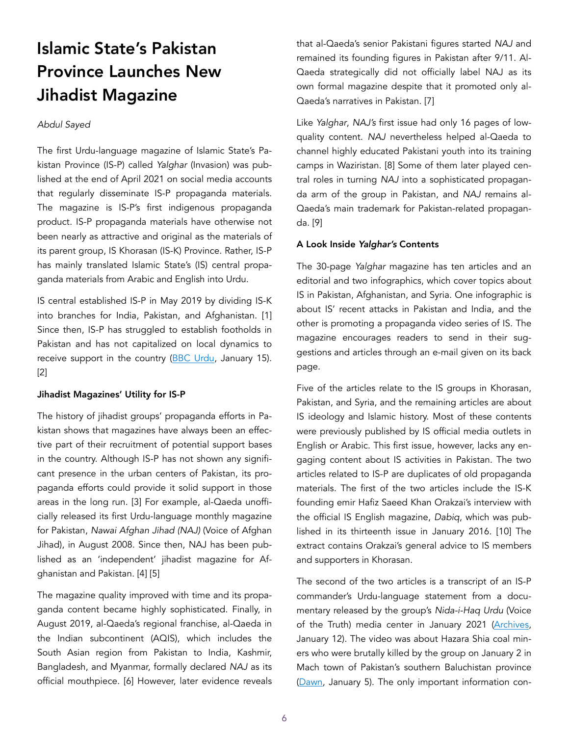# Islamic State's Pakistan Province Launches New Jihadist Magazine

*Abdul Sayed*

The first Urdu-language magazine of Islamic State's Pakistan Province (IS-P) called *Yalghar* (Invasion) was published at the end of April 2021 on social media accounts that regularly disseminate IS-P propaganda materials. The magazine is IS-P's first indigenous propaganda product. IS-P propaganda materials have otherwise not been nearly as attractive and original as the materials of its parent group, IS Khorasan (IS-K) Province. Rather, IS-P has mainly translated Islamic State's (IS) central propaganda materials from Arabic and English into Urdu.

IS central established IS-P in May 2019 by dividing IS-K into branches for India, Pakistan, and Afghanistan. [1] Since then, IS-P has struggled to establish footholds in Pakistan and has not capitalized on local dynamics to receive support in the country (BBC Urdu, January 15). [2]

### Jihadist Magazines' Utility for IS-P

The history of jihadist groups' propaganda efforts in Pakistan shows that magazines have always been an effective part of their recruitment of potential support bases in the country. Although IS-P has not shown any significant presence in the urban centers of Pakistan, its propaganda efforts could provide it solid support in those areas in the long run. [3] For example, al-Qaeda unofficially released its first Urdu-language monthly magazine for Pakistan, *Nawai Afghan Jihad (NAJ)* (Voice of Afghan Jihad), in August 2008. Since then, NAJ has been published as an 'independent' jihadist magazine for Afghanistan and Pakistan. [4] [5]

The magazine quality improved with time and its propaganda content became highly sophisticated. Finally, in August 2019, al-Qaeda's regional franchise, al-Qaeda in the Indian subcontinent (AQIS), which includes the South Asian region from Pakistan to India, Kashmir, Bangladesh, and Myanmar, formally declared *NAJ* as its official mouthpiece. [6] However, later evidence reveals that al-Qaeda's senior Pakistani figures started *NAJ* and remained its founding figures in Pakistan after 9/11. Al-Qaeda strategically did not officially label NAJ as its own formal magazine despite that it promoted only al-Qaeda's narratives in Pakistan. [7]

Like *Yalghar*, *NAJ's* first issue had only 16 pages of low-quality content. *NAJ* nevertheless helped al-Qaeda to channel highly educated Pakistani youth into its training camps in Waziristan. [8] Some of them later played central roles in turning *NAJ* into a sophisticated propaganda arm of the group in Pakistan, and *NAJ* remains al-Qaeda's main trademark for Pakistan-related propaganda. [9]

### A Look Inside *Yalghar's* Contents

The 30-page *Yalghar* magazine has ten articles and an editorial and two infographics, which cover topics about IS in Pakistan, Afghanistan, and Syria. One infographic is about IS' recent attacks in Pakistan and India, and the other is promoting a propaganda video series of IS. The magazine encourages readers to send in their suggestions and articles through an e-mail given on its back page.

Five of the articles relate to the IS groups in Khorasan, Pakistan, and Syria, and the remaining articles are about IS ideology and Islamic history. Most of these contents were previously published by IS official media outlets in English or Arabic. This first issue, however, lacks any engaging content about IS activities in Pakistan. The two articles related to IS-P are duplicates of old propaganda materials. The first of the two articles include the IS-K founding emir Hafiz Saeed Khan Orakzai's interview with the official IS English magazine, *Dabiq*, which was published in its thirteenth issue in January 2016. [10] The extract contains Orakzai's general advice to IS members and supporters in Khorasan.

The second of the two articles is a transcript of an IS-P commander's Urdu-language statement from a documentary released by the group's *Nida-i-Haq Urdu* (Voice of the Truth) media center in January 2021 (Archives, January 12). The video was about Hazara Shia coal miners who were brutally killed by the group on January 2 in Mach town of Pakistan's southern Baluchistan province (Dawn, January 5). The only important information con-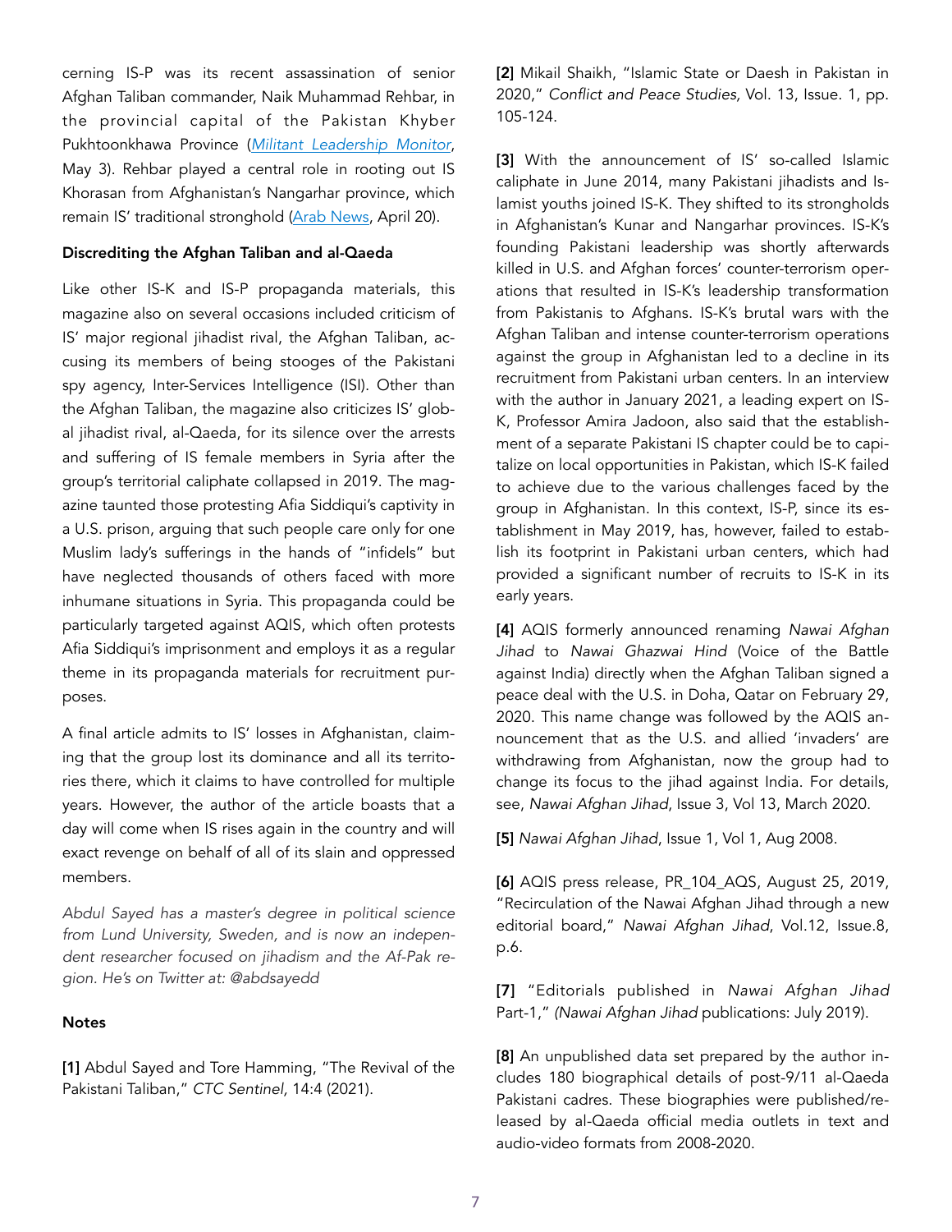cerning IS-P was its recent assassination of senior Afghan Taliban commander, Naik Muhammad Rehbar, in the provincial capital of the Pakistan Khyber Pukhtoonkhawa Province (*Militant Leadership Monitor*, May 3). Rehbar played a central role in rooting out IS Khorasan from Afghanistan's Nangarhar province, which remain IS' traditional stronghold (Arab News, April 20).

**Discrediting the Afghan Taliban and al-Qaeda**

Like other IS-K and IS-P propaganda materials, this magazine also on several occasions included criticism of IS' major regional jihadist rival, the Afghan Taliban, accusing its members of being stooges of the Pakistani spy agency, Inter-Services Intelligence (ISI). Other than the Afghan Taliban, the magazine also criticizes IS' global jihadist rival, al-Qaeda, for its silence over the arrests and suffering of IS female members in Syria after the group's territorial caliphate collapsed in 2019. The magazine taunted those protesting Afia Siddiqui's captivity in a U.S. prison, arguing that such people care only for one Muslim lady's sufferings in the hands of "infidels" but have neglected thousands of others faced with more inhumane situations in Syria. This propaganda could be particularly targeted against AQIS, which often protests Afia Siddiqui's imprisonment and employs it as a regular theme in its propaganda materials for recruitment purposes.

A final article admits to IS' losses in Afghanistan, claiming that the group lost its dominance and all its territories there, which it claims to have controlled for multiple years. However, the author of the article boasts that a day will come when IS rises again in the country and will exact revenge on behalf of all of its slain and oppressed members.

*Abdul Sayed has a master's degree in political science from Lund University, Sweden, and is now an independent researcher focused on jihadism and the Af-Pak region. He's on Twitter at: @abdsayedd*

**Notes**

**[1]** Abdul Sayed and Tore Hamming, "The Revival of the Pakistani Taliban," *CTC Sentinel,* 14:4 (2021).

**[2]** Mikail Shaikh, "Islamic State or Daesh in Pakistan in 2020," *Conflict and Peace Studies,* Vol. 13, Issue. 1, pp. 105-124.

**[3]** With the announcement of IS' so-called Islamic caliphate in June 2014, many Pakistani jihadists and Islamist youths joined IS-K. They shifted to its strongholds in Afghanistan's Kunar and Nangarhar provinces. IS-K's founding Pakistani leadership was shortly afterwards killed in U.S. and Afghan forces' counter-terrorism operations that resulted in IS-K's leadership transformation from Pakistanis to Afghans. IS-K's brutal wars with the Afghan Taliban and intense counter-terrorism operations against the group in Afghanistan led to a decline in its recruitment from Pakistani urban centers. In an interview with the author in January 2021, a leading expert on IS-K, Professor Amira Jadoon, also said that the establishment of a separate Pakistani IS chapter could be to capitalize on local opportunities in Pakistan, which IS-K failed to achieve due to the various challenges faced by the group in Afghanistan. In this context, IS-P, since its establishment in May 2019, has, however, failed to establish its footprint in Pakistani urban centers, which had provided a significant number of recruits to IS-K in its early years.

**[4]** AQIS formerly announced renaming *Nawai Afghan Jihad* to *Nawai Ghazwai Hind* (Voice of the Battle against India) directly when the Afghan Taliban signed a peace deal with the U.S. in Doha, Qatar on February 29, 2020. This name change was followed by the AQIS announcement that as the U.S. and allied 'invaders' are withdrawing from Afghanistan, now the group had to change its focus to the jihad against India. For details, see, *Nawai Afghan Jihad*, Issue 3, Vol 13, March 2020.

**[5]** *Nawai Afghan Jihad*, Issue 1, Vol 1, Aug 2008.

**[6]** AQIS press release, PR_104_AQS, August 25, 2019, "Recirculation of the Nawai Afghan Jihad through a new editorial board," *Nawai Afghan Jihad*, Vol.12, Issue.8, p.6.

**[7]** "Editorials published in *Nawai Afghan Jihad* Part-1," *(Nawai Afghan Jihad* publications: July 2019).

**[8]** An unpublished data set prepared by the author includes 180 biographical details of post-9/11 al-Qaeda Pakistani cadres. These biographies were published/released by al-Qaeda official media outlets in text and audio-video formats from 2008-2020.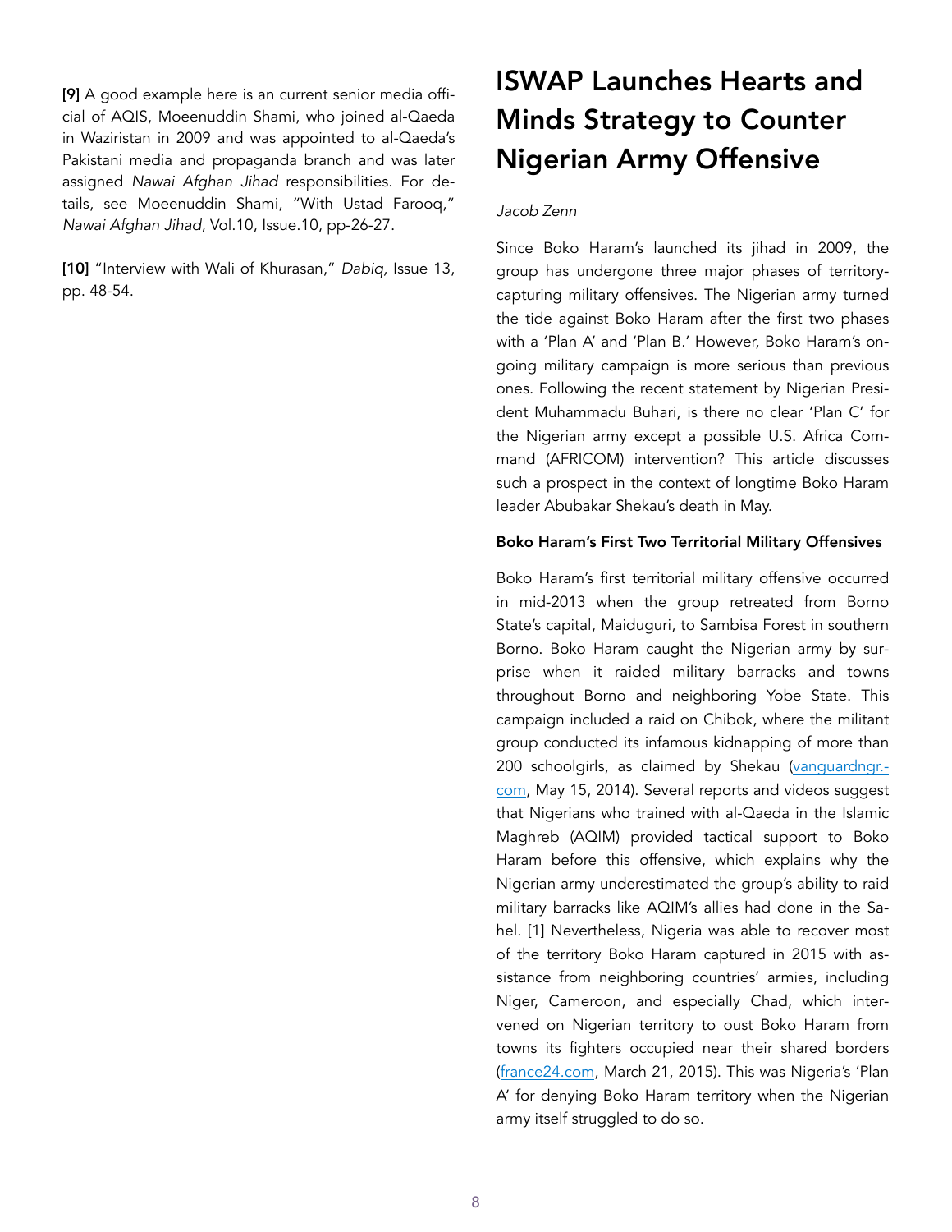[9] A good example here is an current senior media official of AQIS, Moeenuddin Shami, who joined al-Qaeda in Waziristan in 2009 and was appointed to al-Qaeda's Pakistani media and propaganda branch and was later assigned *Nawai Afghan Jihad* responsibilities. For details, see Moeenuddin Shami, "With Ustad Farooq," *Nawai Afghan Jihad*, Vol.10, Issue.10, pp-26-27.

[10] "Interview with Wali of Khurasan," *Dabiq*, Issue 13, pp. 48-54.

# ISWAP Launches Hearts and Minds Strategy to Counter Nigerian Army Offensive

*Jacob Zenn*

Since Boko Haram's launched its jihad in 2009, the group has undergone three major phases of territory-capturing military offensives. The Nigerian army turned the tide against Boko Haram after the first two phases with a 'Plan A' and 'Plan B.' However, Boko Haram's ongoing military campaign is more serious than previous ones. Following the recent statement by Nigerian President Muhammadu Buhari, is there no clear 'Plan C' for the Nigerian army except a possible U.S. Africa Command (AFRICOM) intervention? This article discusses such a prospect in the context of longtime Boko Haram leader Abubakar Shekau's death in May.

### Boko Haram's First Two Territorial Military Offensives

Boko Haram's first territorial military offensive occurred in mid-2013 when the group retreated from Borno State's capital, Maiduguri, to Sambisa Forest in southern Borno. Boko Haram caught the Nigerian army by surprise when it raided military barracks and towns throughout Borno and neighboring Yobe State. This campaign included a raid on Chibok, where the militant group conducted its infamous kidnapping of more than 200 schoolgirls, as claimed by Shekau (vanguardngr.com, May 15, 2014). Several reports and videos suggest that Nigerians who trained with al-Qaeda in the Islamic Maghreb (AQIM) provided tactical support to Boko Haram before this offensive, which explains why the Nigerian army underestimated the group's ability to raid military barracks like AQIM's allies had done in the Sahel. [1] Nevertheless, Nigeria was able to recover most of the territory Boko Haram captured in 2015 with assistance from neighboring countries' armies, including Niger, Cameroon, and especially Chad, which intervened on Nigerian territory to oust Boko Haram from towns its fighters occupied near their shared borders (france24.com, March 21, 2015). This was Nigeria's 'Plan A' for denying Boko Haram territory when the Nigerian army itself struggled to do so.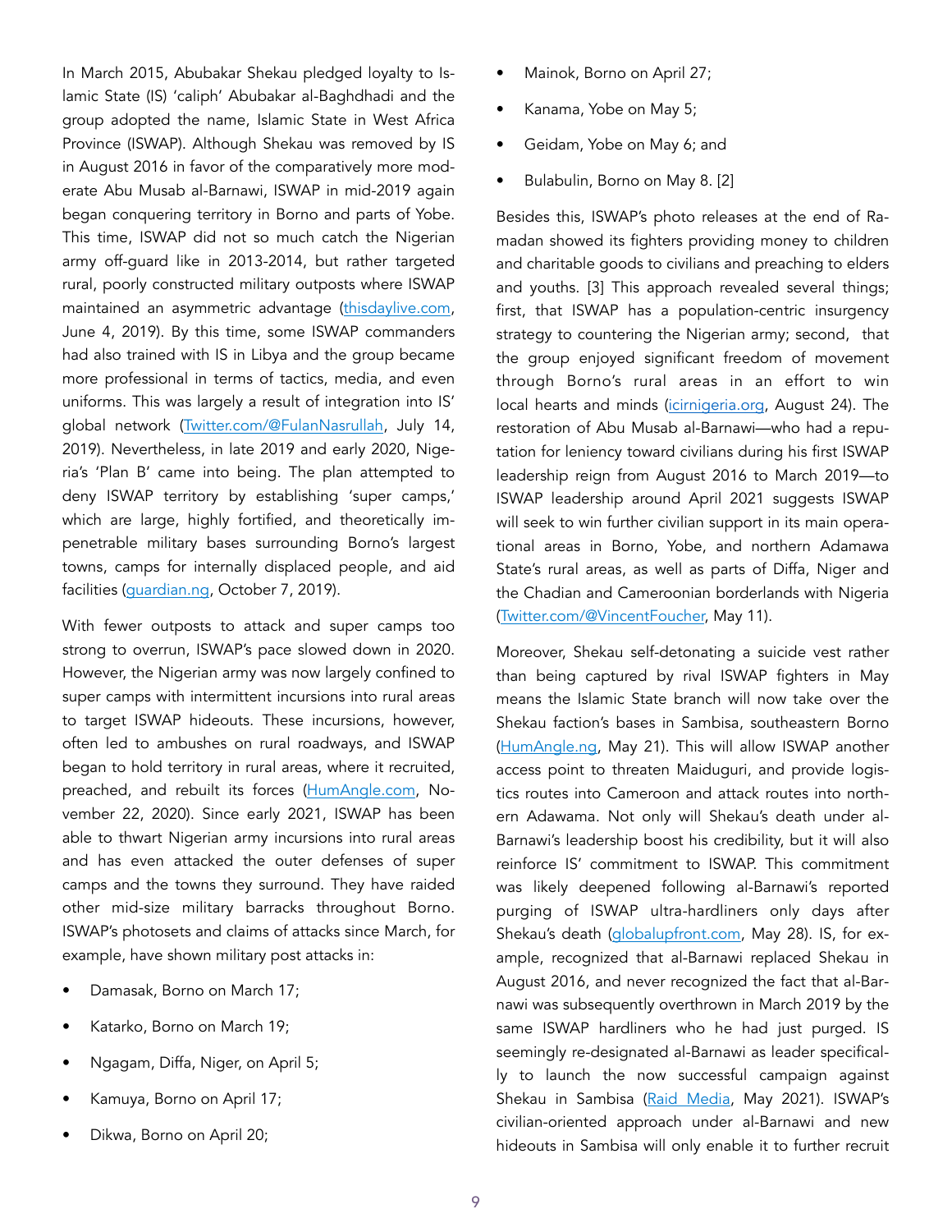In March 2015, Abubakar Shekau pledged loyalty to Islamic State (IS) 'caliph' Abubakar al-Baghdhadi and the group adopted the name, Islamic State in West Africa Province (ISWAP). Although Shekau was removed by IS in August 2016 in favor of the comparatively more moderate Abu Musab al-Barnawi, ISWAP in mid-2019 again began conquering territory in Borno and parts of Yobe. This time, ISWAP did not so much catch the Nigerian army off-guard like in 2013-2014, but rather targeted rural, poorly constructed military outposts where ISWAP maintained an asymmetric advantage (thisdaylive.com, June 4, 2019). By this time, some ISWAP commanders had also trained with IS in Libya and the group became more professional in terms of tactics, media, and even uniforms. This was largely a result of integration into IS' global network (Twitter.com/@FulanNasrullah, July 14, 2019). Nevertheless, in late 2019 and early 2020, Nigeria's 'Plan B' came into being. The plan attempted to deny ISWAP territory by establishing 'super camps,' which are large, highly fortified, and theoretically impenetrable military bases surrounding Borno's largest towns, camps for internally displaced people, and aid facilities (guardian.ng, October 7, 2019).

With fewer outposts to attack and super camps too strong to overrun, ISWAP's pace slowed down in 2020. However, the Nigerian army was now largely confined to super camps with intermittent incursions into rural areas to target ISWAP hideouts. These incursions, however, often led to ambushes on rural roadways, and ISWAP began to hold territory in rural areas, where it recruited, preached, and rebuilt its forces (HumAngle.com, November 22, 2020). Since early 2021, ISWAP has been able to thwart Nigerian army incursions into rural areas and has even attacked the outer defenses of super camps and the towns they surround. They have raided other mid-size military barracks throughout Borno. ISWAP's photosets and claims of attacks since March, for example, have shown military post attacks in:

- Damasak, Borno on March 17;
- Katarko, Borno on March 19;
- Ngagam, Diffa, Niger, on April 5;
- Kamuya, Borno on April 17;
- Dikwa, Borno on April 20;
- Mainok, Borno on April 27;
- Kanama, Yobe on May 5;
- Geidam, Yobe on May 6; and
- Bulabulin, Borno on May 8. [2]

Besides this, ISWAP's photo releases at the end of Ramadan showed its fighters providing money to children and charitable goods to civilians and preaching to elders and youths. [3] This approach revealed several things; first, that ISWAP has a population-centric insurgency strategy to countering the Nigerian army; second, that the group enjoyed significant freedom of movement through Borno's rural areas in an effort to win local hearts and minds (icirnigeria.org, August 24). The restoration of Abu Musab al-Barnawi—who had a reputation for leniency toward civilians during his first ISWAP leadership reign from August 2016 to March 2019—to ISWAP leadership around April 2021 suggests ISWAP will seek to win further civilian support in its main operational areas in Borno, Yobe, and northern Adamawa State's rural areas, as well as parts of Diffa, Niger and the Chadian and Cameroonian borderlands with Nigeria (Twitter.com/@VincentFoucher, May 11).

Moreover, Shekau self-detonating a suicide vest rather than being captured by rival ISWAP fighters in May means the Islamic State branch will now take over the Shekau faction's bases in Sambisa, southeastern Borno (HumAngle.ng, May 21). This will allow ISWAP another access point to threaten Maiduguri, and provide logistics routes into Cameroon and attack routes into northern Adawama. Not only will Shekau's death under al-Barnawi's leadership boost his credibility, but it will also reinforce IS' commitment to ISWAP. This commitment was likely deepened following al-Barnawi's reported purging of ISWAP ultra-hardliners only days after Shekau's death (globalupfront.com, May 28). IS, for example, recognized that al-Barnawi replaced Shekau in August 2016, and never recognized the fact that al-Barnawi was subsequently overthrown in March 2019 by the same ISWAP hardliners who he had just purged. IS seemingly re-designated al-Barnawi as leader specifically to launch the now successful campaign against Shekau in Sambisa (Raid Media, May 2021). ISWAP's civilian-oriented approach under al-Barnawi and new hideouts in Sambisa will only enable it to further recruit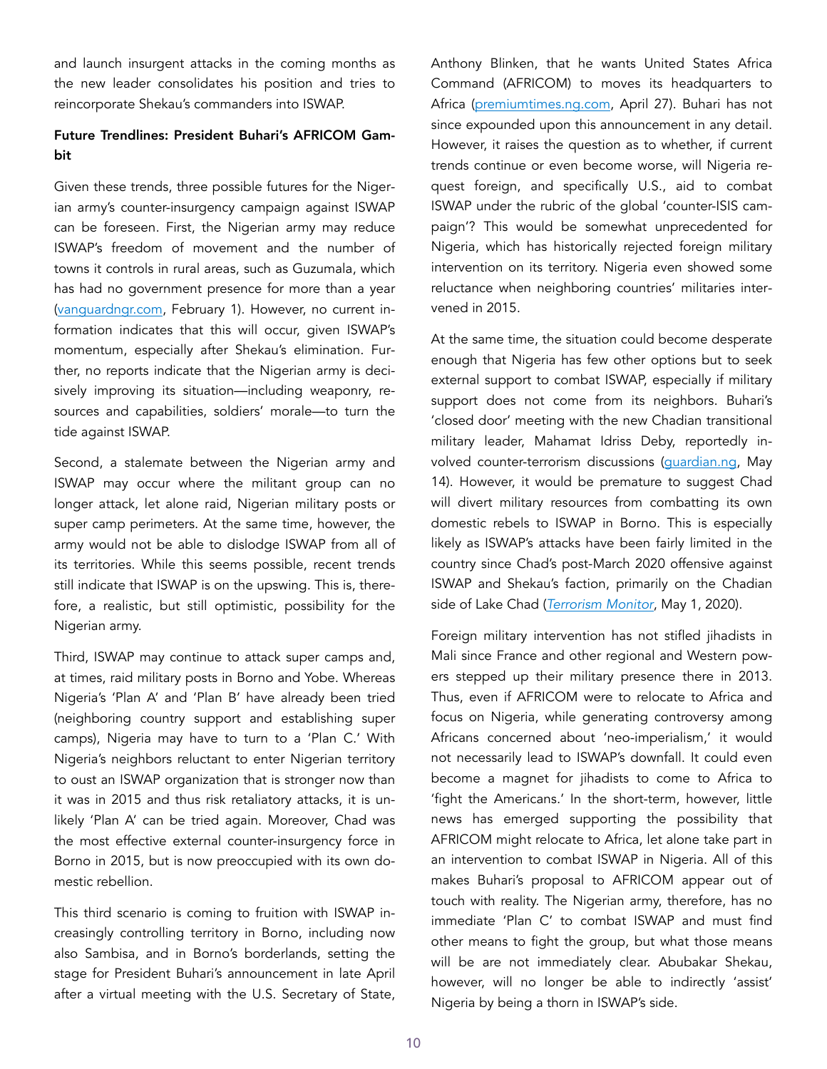and launch insurgent attacks in the coming months as the new leader consolidates his position and tries to reincorporate Shekau's commanders into ISWAP.

### Future Trendlines: President Buhari's AFRICOM Gambit

Given these trends, three possible futures for the Nigerian army's counter-insurgency campaign against ISWAP can be foreseen. First, the Nigerian army may reduce ISWAP's freedom of movement and the number of towns it controls in rural areas, such as Guzumala, which has had no government presence for more than a year (vanguardngr.com, February 1). However, no current information indicates that this will occur, given ISWAP's momentum, especially after Shekau's elimination. Further, no reports indicate that the Nigerian army is decisively improving its situation—including weaponry, resources and capabilities, soldiers' morale—to turn the tide against ISWAP.

Second, a stalemate between the Nigerian army and ISWAP may occur where the militant group can no longer attack, let alone raid, Nigerian military posts or super camp perimeters. At the same time, however, the army would not be able to dislodge ISWAP from all of its territories. While this seems possible, recent trends still indicate that ISWAP is on the upswing. This is, therefore, a realistic, but still optimistic, possibility for the Nigerian army.

Third, ISWAP may continue to attack super camps and, at times, raid military posts in Borno and Yobe. Whereas Nigeria's 'Plan A' and 'Plan B' have already been tried (neighboring country support and establishing super camps), Nigeria may have to turn to a 'Plan C.' With Nigeria's neighbors reluctant to enter Nigerian territory to oust an ISWAP organization that is stronger now than it was in 2015 and thus risk retaliatory attacks, it is unlikely 'Plan A' can be tried again. Moreover, Chad was the most effective external counter-insurgency force in Borno in 2015, but is now preoccupied with its own domestic rebellion.

This third scenario is coming to fruition with ISWAP increasingly controlling territory in Borno, including now also Sambisa, and in Borno's borderlands, setting the stage for President Buhari's announcement in late April after a virtual meeting with the U.S. Secretary of State, Anthony Blinken, that he wants United States Africa Command (AFRICOM) to moves its headquarters to Africa (premiumtimes.ng.com, April 27). Buhari has not since expounded upon this announcement in any detail. However, it raises the question as to whether, if current trends continue or even become worse, will Nigeria request foreign, and specifically U.S., aid to combat ISWAP under the rubric of the global 'counter-ISIS campaign'? This would be somewhat unprecedented for Nigeria, which has historically rejected foreign military intervention on its territory. Nigeria even showed some reluctance when neighboring countries' militaries intervened in 2015.

At the same time, the situation could become desperate enough that Nigeria has few other options but to seek external support to combat ISWAP, especially if military support does not come from its neighbors. Buhari's 'closed door' meeting with the new Chadian transitional military leader, Mahamat Idriss Deby, reportedly involved counter-terrorism discussions (guardian.ng, May 14). However, it would be premature to suggest Chad will divert military resources from combatting its own domestic rebels to ISWAP in Borno. This is especially likely as ISWAP's attacks have been fairly limited in the country since Chad's post-March 2020 offensive against ISWAP and Shekau's faction, primarily on the Chadian side of Lake Chad (*Terrorism Monitor*, May 1, 2020).

Foreign military intervention has not stifled jihadists in Mali since France and other regional and Western powers stepped up their military presence there in 2013. Thus, even if AFRICOM were to relocate to Africa and focus on Nigeria, while generating controversy among Africans concerned about 'neo-imperialism,' it would not necessarily lead to ISWAP's downfall. It could even become a magnet for jihadists to come to Africa to 'fight the Americans.' In the short-term, however, little news has emerged supporting the possibility that AFRICOM might relocate to Africa, let alone take part in an intervention to combat ISWAP in Nigeria. All of this makes Buhari's proposal to AFRICOM appear out of touch with reality. The Nigerian army, therefore, has no immediate 'Plan C' to combat ISWAP and must find other means to fight the group, but what those means will be are not immediately clear. Abubakar Shekau, however, will no longer be able to indirectly 'assist' Nigeria by being a thorn in ISWAP's side.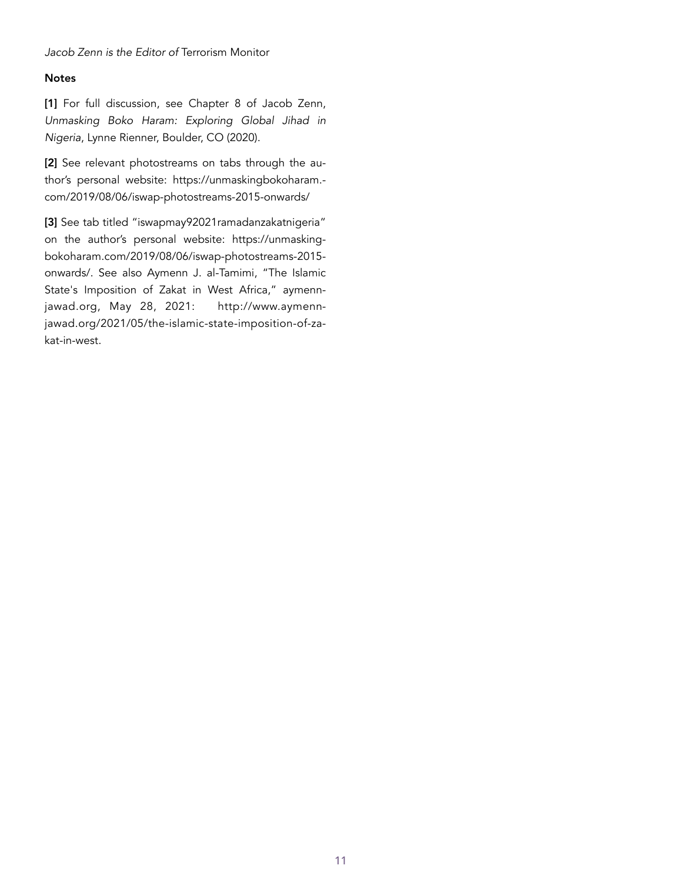*Jacob Zenn is the Editor of* Terrorism Monitor

**Notes**

**[1]** For full discussion, see Chapter 8 of Jacob Zenn, *Unmasking Boko Haram: Exploring Global Jihad in Nigeria*, Lynne Rienner, Boulder, CO (2020).

**[2]** See relevant photostreams on tabs through the author's personal website: https://unmaskingbokoharam.com/2019/08/06/iswap-photostreams-2015-onwards/

**[3]** See tab titled "iswapmay92021ramadanzakatnigeria" on the author's personal website: https://unmaskingbokoharam.com/2019/08/06/iswap-photostreams-2015-onwards/. See also Aymenn J. al-Tamimi, "The Islamic State's Imposition of Zakat in West Africa," aymennjawad.org, May 28, 2021: http://www.aymennjawad.org/2021/05/the-islamic-state-imposition-of-zakat-in-west.